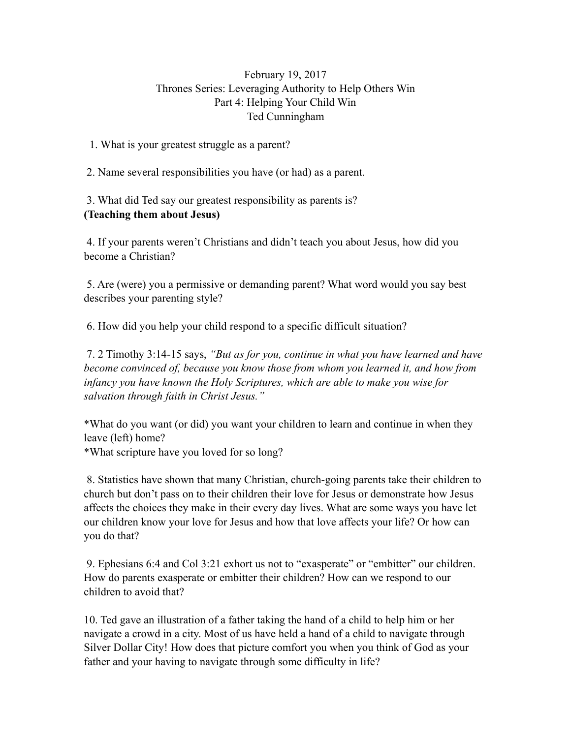February 19, 2017
Thrones Series: Leveraging Authority to Help Others Win
Part 4: Helping Your Child Win
Ted Cunningham

1. What is your greatest struggle as a parent?

2. Name several responsibilities you have (or had) as a parent.

3. What did Ted say our greatest responsibility as parents is?
**(Teaching them about Jesus)**

4. If your parents weren't Christians and didn't teach you about Jesus, how did you become a Christian?

5. Are (were) you a permissive or demanding parent? What word would you say best describes your parenting style?

6. How did you help your child respond to a specific difficult situation?

7. 2 Timothy 3:14-15 says, *"But as for you, continue in what you have learned and have become convinced of, because you know those from whom you learned it, and how from infancy you have known the Holy Scriptures, which are able to make you wise for salvation through faith in Christ Jesus."*

*What do you want (or did) you want your children to learn and continue in when they leave (left) home?
*What scripture have you loved for so long?

8. Statistics have shown that many Christian, church-going parents take their children to church but don't pass on to their children their love for Jesus or demonstrate how Jesus affects the choices they make in their every day lives. What are some ways you have let our children know your love for Jesus and how that love affects your life? Or how can you do that?

9. Ephesians 6:4 and Col 3:21 exhort us not to "exasperate" or "embitter" our children. How do parents exasperate or embitter their children? How can we respond to our children to avoid that?

10. Ted gave an illustration of a father taking the hand of a child to help him or her navigate a crowd in a city. Most of us have held a hand of a child to navigate through Silver Dollar City! How does that picture comfort you when you think of God as your father and your having to navigate through some difficulty in life?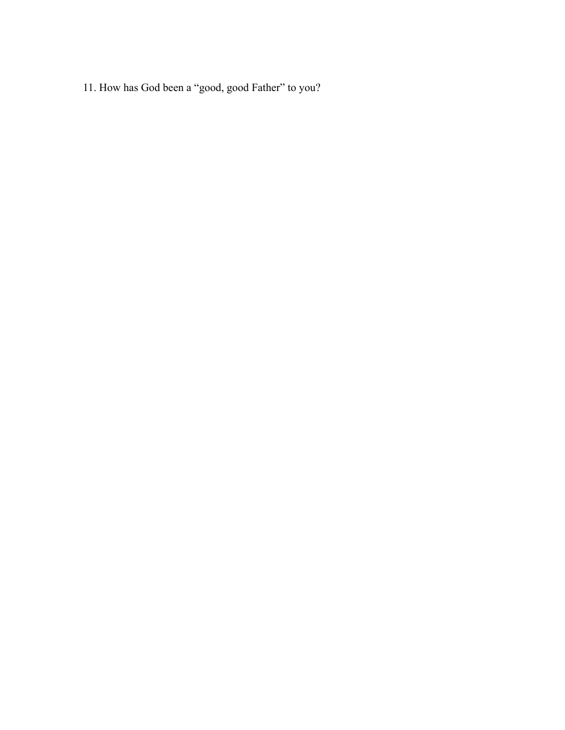11. How has God been a “good, good Father” to you?